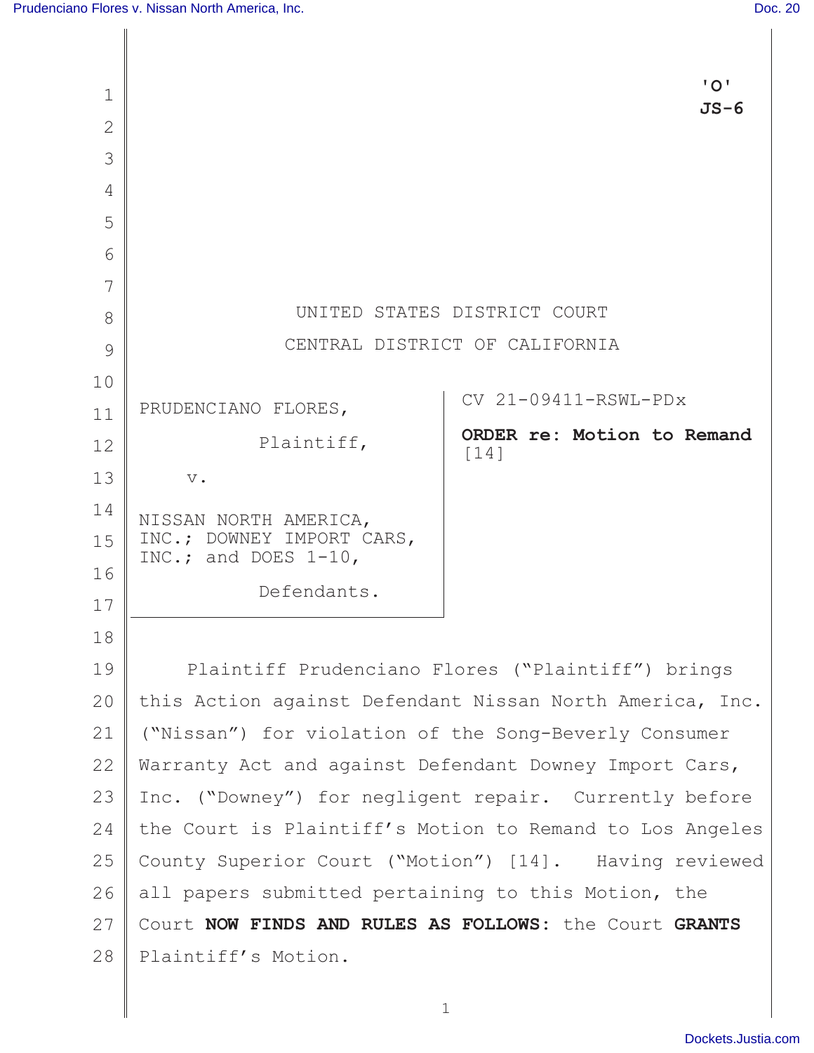'O'
JS-6

UNITED STATES DISTRICT COURT

CENTRAL DISTRICT OF CALIFORNIA

| PRUDENCIANO FLORES, Plaintiff, v. NISSAN NORTH AMERICA, INC.; DOWNEY IMPORT CARS, INC.; and DOES 1-10, Defendants. | CV 21-09411-RSWL-PDx **ORDER re: Motion to Remand** [14] |
| --- | --- |

Plaintiff Prudenciano Flores ("Plaintiff") brings this Action against Defendant Nissan North America, Inc. ("Nissan") for violation of the Song-Beverly Consumer Warranty Act and against Defendant Downey Import Cars, Inc. ("Downey") for negligent repair. Currently before the Court is Plaintiff's Motion to Remand to Los Angeles County Superior Court ("Motion") [14]. Having reviewed all papers submitted pertaining to this Motion, the Court **NOW FINDS AND RULES AS FOLLOWS:** the Court **GRANTS** Plaintiff's Motion.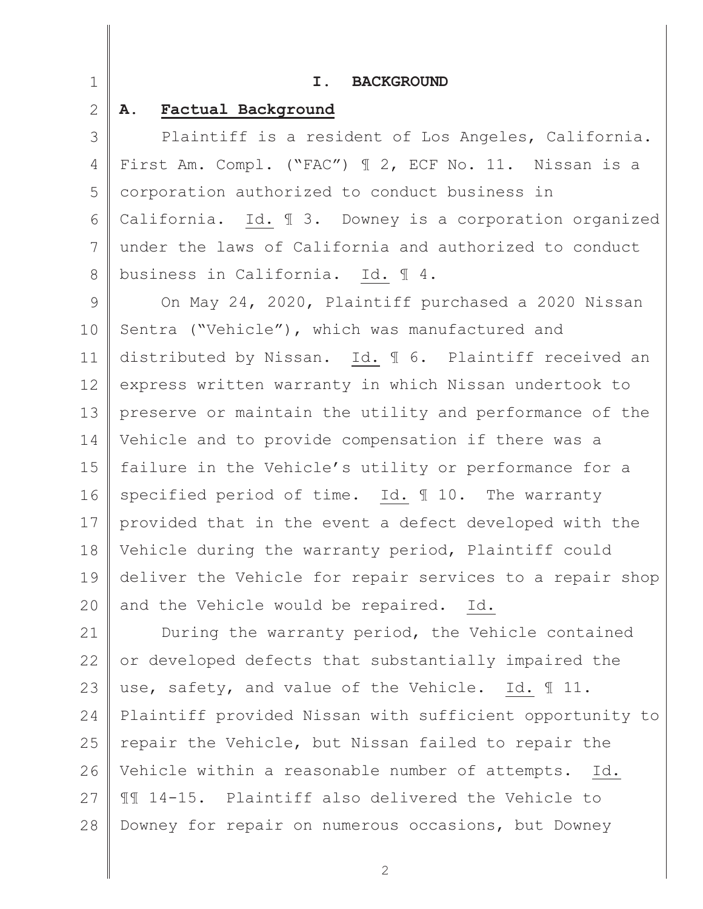# I. BACKGROUND

## A. Factual Background

Plaintiff is a resident of Los Angeles, California. First Am. Compl. ("FAC") ¶ 2, ECF No. 11. Nissan is a corporation authorized to conduct business in California. Id. ¶ 3. Downey is a corporation organized under the laws of California and authorized to conduct business in California. Id. ¶ 4.

On May 24, 2020, Plaintiff purchased a 2020 Nissan Sentra ("Vehicle"), which was manufactured and distributed by Nissan. Id. ¶ 6. Plaintiff received an express written warranty in which Nissan undertook to preserve or maintain the utility and performance of the Vehicle and to provide compensation if there was a failure in the Vehicle's utility or performance for a specified period of time. Id. ¶ 10. The warranty provided that in the event a defect developed with the Vehicle during the warranty period, Plaintiff could deliver the Vehicle for repair services to a repair shop and the Vehicle would be repaired. Id.

During the warranty period, the Vehicle contained or developed defects that substantially impaired the use, safety, and value of the Vehicle. Id. ¶ 11. Plaintiff provided Nissan with sufficient opportunity to repair the Vehicle, but Nissan failed to repair the Vehicle within a reasonable number of attempts. Id. ¶¶ 14-15. Plaintiff also delivered the Vehicle to Downey for repair on numerous occasions, but Downey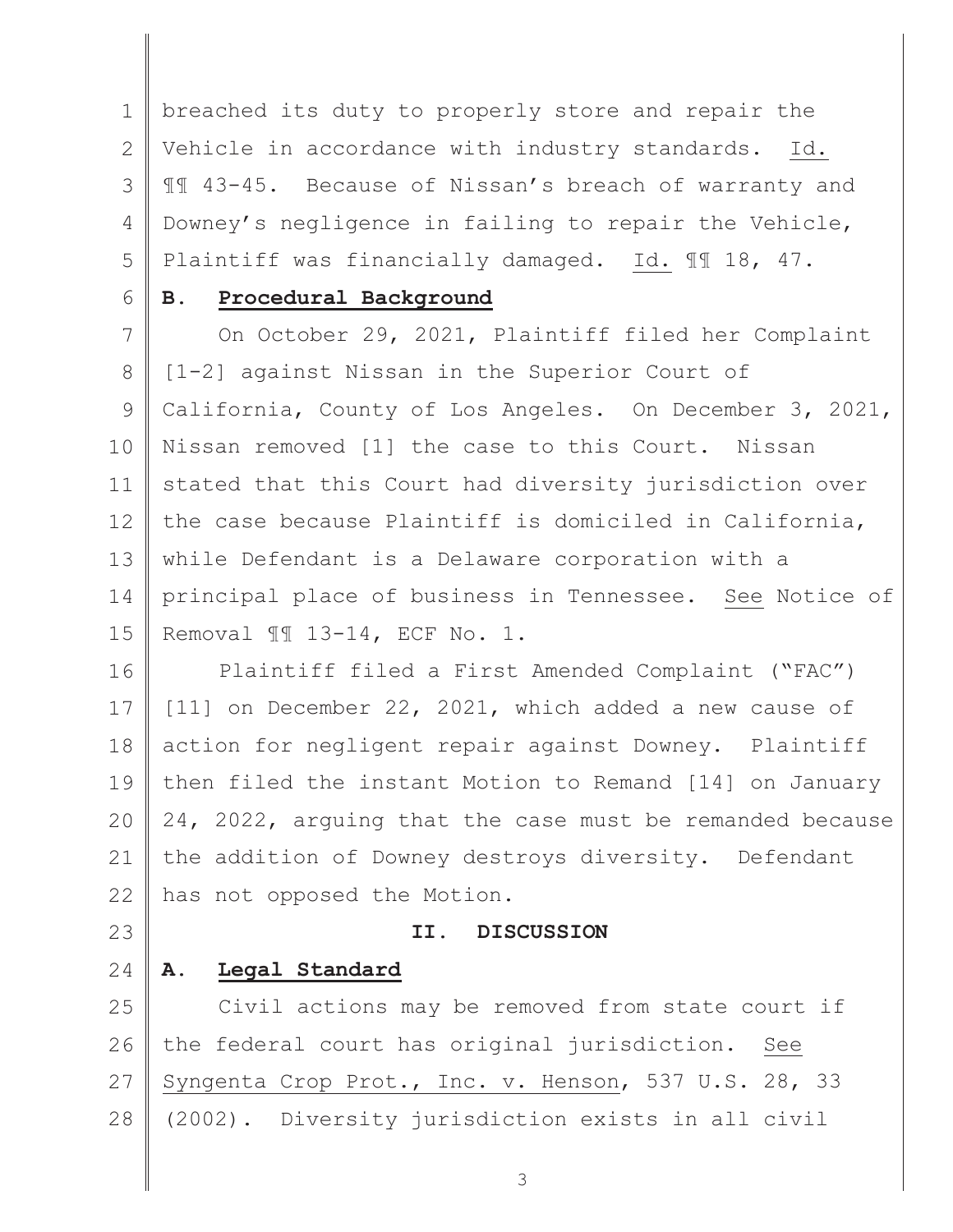breached its duty to properly store and repair the Vehicle in accordance with industry standards. Id. ¶¶ 43-45. Because of Nissan's breach of warranty and Downey's negligence in failing to repair the Vehicle, Plaintiff was financially damaged. Id. ¶¶ 18, 47.

### B. Procedural Background

On October 29, 2021, Plaintiff filed her Complaint [1-2] against Nissan in the Superior Court of California, County of Los Angeles. On December 3, 2021, Nissan removed [1] the case to this Court. Nissan stated that this Court had diversity jurisdiction over the case because Plaintiff is domiciled in California, while Defendant is a Delaware corporation with a principal place of business in Tennessee. See Notice of Removal ¶¶ 13-14, ECF No. 1.

Plaintiff filed a First Amended Complaint ("FAC") [11] on December 22, 2021, which added a new cause of action for negligent repair against Downey. Plaintiff then filed the instant Motion to Remand [14] on January 24, 2022, arguing that the case must be remanded because the addition of Downey destroys diversity. Defendant has not opposed the Motion.

## II. DISCUSSION

### A. Legal Standard

Civil actions may be removed from state court if the federal court has original jurisdiction. See Syngenta Crop Prot., Inc. v. Henson, 537 U.S. 28, 33 (2002). Diversity jurisdiction exists in all civil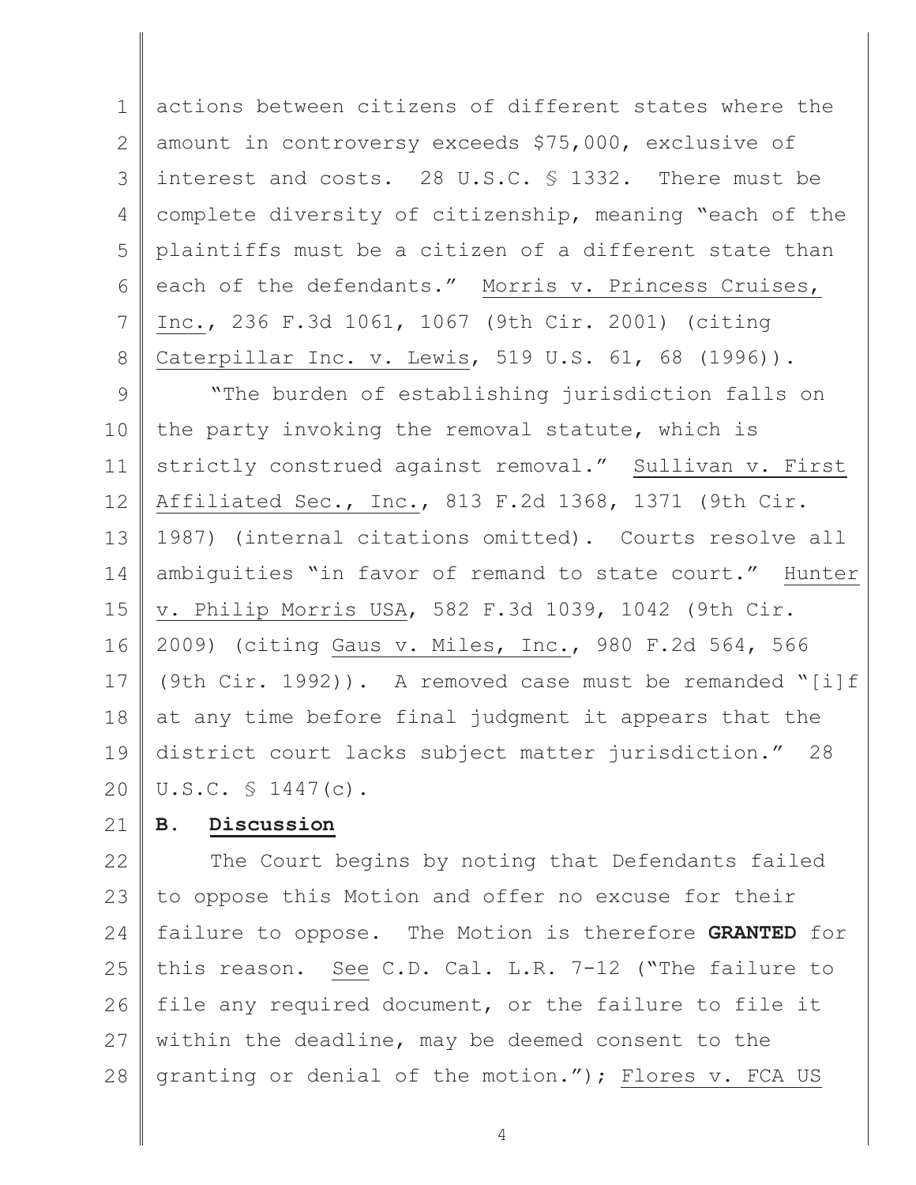actions between citizens of different states where the amount in controversy exceeds $75,000, exclusive of interest and costs. 28 U.S.C. § 1332. There must be complete diversity of citizenship, meaning "each of the plaintiffs must be a citizen of a different state than each of the defendants." Morris v. Princess Cruises, Inc., 236 F.3d 1061, 1067 (9th Cir. 2001) (citing Caterpillar Inc. v. Lewis, 519 U.S. 61, 68 (1996)).

"The burden of establishing jurisdiction falls on the party invoking the removal statute, which is strictly construed against removal." Sullivan v. First Affiliated Sec., Inc., 813 F.2d 1368, 1371 (9th Cir. 1987) (internal citations omitted). Courts resolve all ambiguities "in favor of remand to state court." Hunter v. Philip Morris USA, 582 F.3d 1039, 1042 (9th Cir. 2009) (citing Gaus v. Miles, Inc., 980 F.2d 564, 566 (9th Cir. 1992)). A removed case must be remanded "[i]f at any time before final judgment it appears that the district court lacks subject matter jurisdiction." 28 U.S.C. § 1447(c).

## B. Discussion

The Court begins by noting that Defendants failed to oppose this Motion and offer no excuse for their failure to oppose. The Motion is therefore **GRANTED** for this reason. See C.D. Cal. L.R. 7-12 ("The failure to file any required document, or the failure to file it within the deadline, may be deemed consent to the granting or denial of the motion."); Flores v. FCA US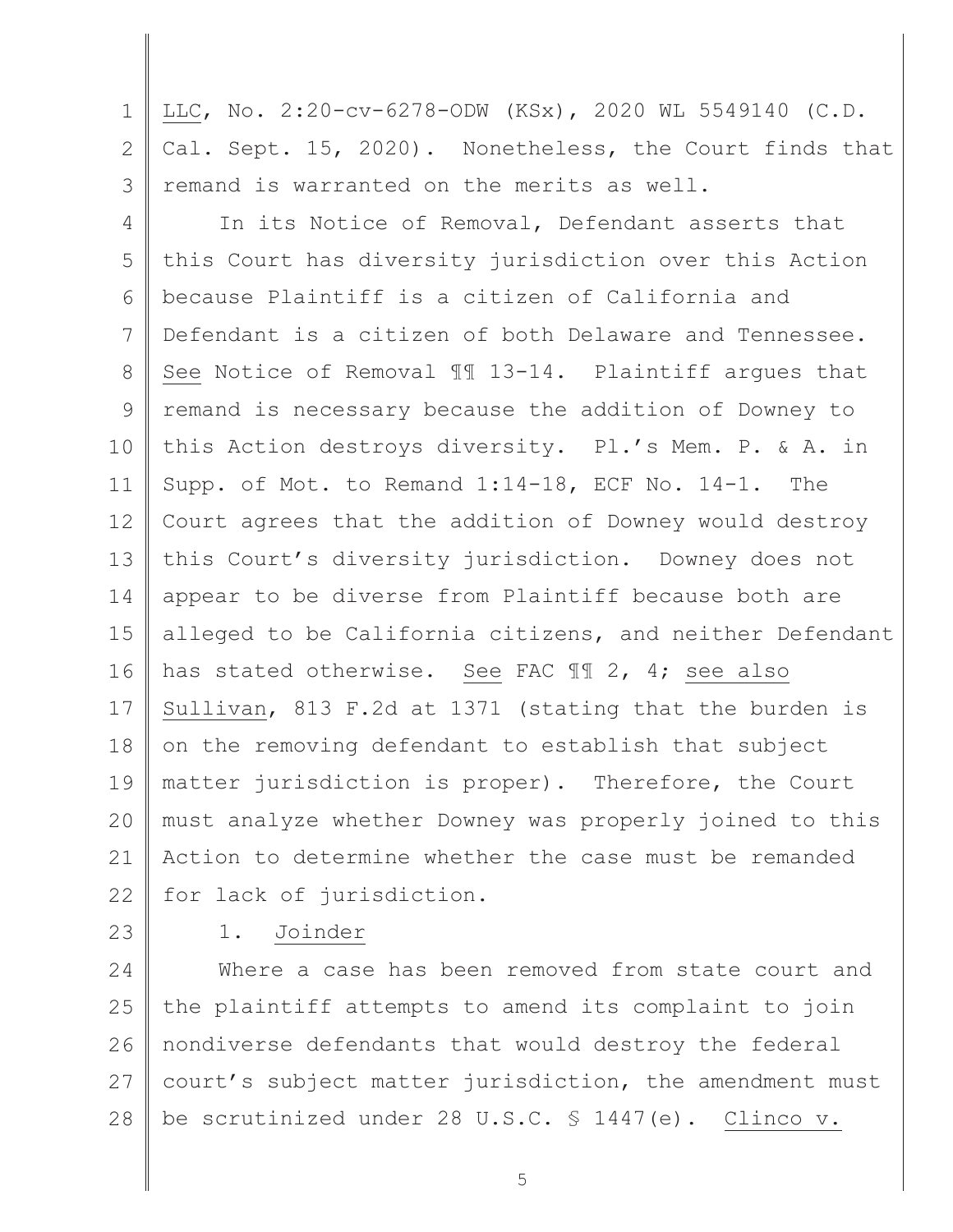LLC, No. 2:20-cv-6278-ODW (KSx), 2020 WL 5549140 (C.D. Cal. Sept. 15, 2020). Nonetheless, the Court finds that remand is warranted on the merits as well.

In its Notice of Removal, Defendant asserts that this Court has diversity jurisdiction over this Action because Plaintiff is a citizen of California and Defendant is a citizen of both Delaware and Tennessee. See Notice of Removal ¶¶ 13-14. Plaintiff argues that remand is necessary because the addition of Downey to this Action destroys diversity. Pl.'s Mem. P. & A. in Supp. of Mot. to Remand 1:14-18, ECF No. 14-1. The Court agrees that the addition of Downey would destroy this Court's diversity jurisdiction. Downey does not appear to be diverse from Plaintiff because both are alleged to be California citizens, and neither Defendant has stated otherwise. See FAC ¶¶ 2, 4; see also Sullivan, 813 F.2d at 1371 (stating that the burden is on the removing defendant to establish that subject matter jurisdiction is proper). Therefore, the Court must analyze whether Downey was properly joined to this Action to determine whether the case must be remanded for lack of jurisdiction.

1. Joinder

Where a case has been removed from state court and the plaintiff attempts to amend its complaint to join nondiverse defendants that would destroy the federal court's subject matter jurisdiction, the amendment must be scrutinized under 28 U.S.C. § 1447(e). Clinco v.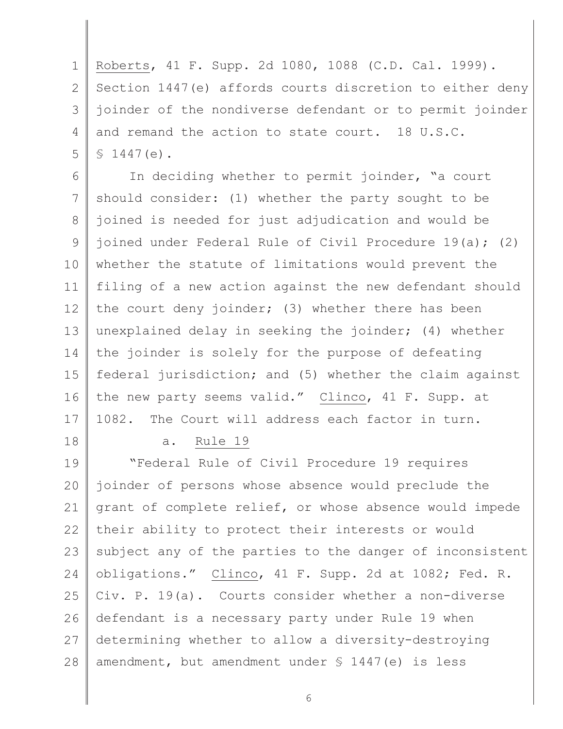Roberts, 41 F. Supp. 2d 1080, 1088 (C.D. Cal. 1999). Section 1447(e) affords courts discretion to either deny joinder of the nondiverse defendant or to permit joinder and remand the action to state court. 18 U.S.C. § 1447(e).

In deciding whether to permit joinder, "a court should consider: (1) whether the party sought to be joined is needed for just adjudication and would be joined under Federal Rule of Civil Procedure 19(a); (2) whether the statute of limitations would prevent the filing of a new action against the new defendant should the court deny joinder; (3) whether there has been unexplained delay in seeking the joinder; (4) whether the joinder is solely for the purpose of defeating federal jurisdiction; and (5) whether the claim against the new party seems valid." Clinco, 41 F. Supp. at 1082. The Court will address each factor in turn.

a. Rule 19

"Federal Rule of Civil Procedure 19 requires joinder of persons whose absence would preclude the grant of complete relief, or whose absence would impede their ability to protect their interests or would subject any of the parties to the danger of inconsistent obligations." Clinco, 41 F. Supp. 2d at 1082; Fed. R. Civ. P. 19(a). Courts consider whether a non-diverse defendant is a necessary party under Rule 19 when determining whether to allow a diversity-destroying amendment, but amendment under § 1447(e) is less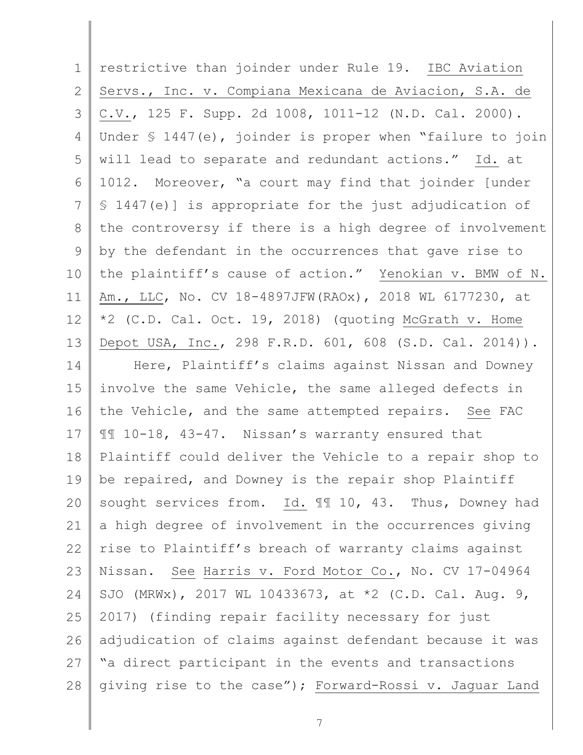restrictive than joinder under Rule 19. IBC Aviation Servs., Inc. v. Compiana Mexicana de Aviacion, S.A. de C.V., 125 F. Supp. 2d 1008, 1011-12 (N.D. Cal. 2000). Under § 1447(e), joinder is proper when "failure to join will lead to separate and redundant actions." Id. at 1012. Moreover, "a court may find that joinder [under § 1447(e)] is appropriate for the just adjudication of the controversy if there is a high degree of involvement by the defendant in the occurrences that gave rise to the plaintiff's cause of action." Yenokian v. BMW of N. Am., LLC, No. CV 18-4897JFW(RAOx), 2018 WL 6177230, at *2 (C.D. Cal. Oct. 19, 2018) (quoting McGrath v. Home Depot USA, Inc., 298 F.R.D. 601, 608 (S.D. Cal. 2014)).

Here, Plaintiff's claims against Nissan and Downey involve the same Vehicle, the same alleged defects in the Vehicle, and the same attempted repairs. See FAC ¶¶ 10-18, 43-47. Nissan's warranty ensured that Plaintiff could deliver the Vehicle to a repair shop to be repaired, and Downey is the repair shop Plaintiff sought services from. Id. ¶¶ 10, 43. Thus, Downey had a high degree of involvement in the occurrences giving rise to Plaintiff's breach of warranty claims against Nissan. See Harris v. Ford Motor Co., No. CV 17-04964 SJO (MRWx), 2017 WL 10433673, at *2 (C.D. Cal. Aug. 9, 2017) (finding repair facility necessary for just adjudication of claims against defendant because it was "a direct participant in the events and transactions giving rise to the case"); Forward-Rossi v. Jaguar Land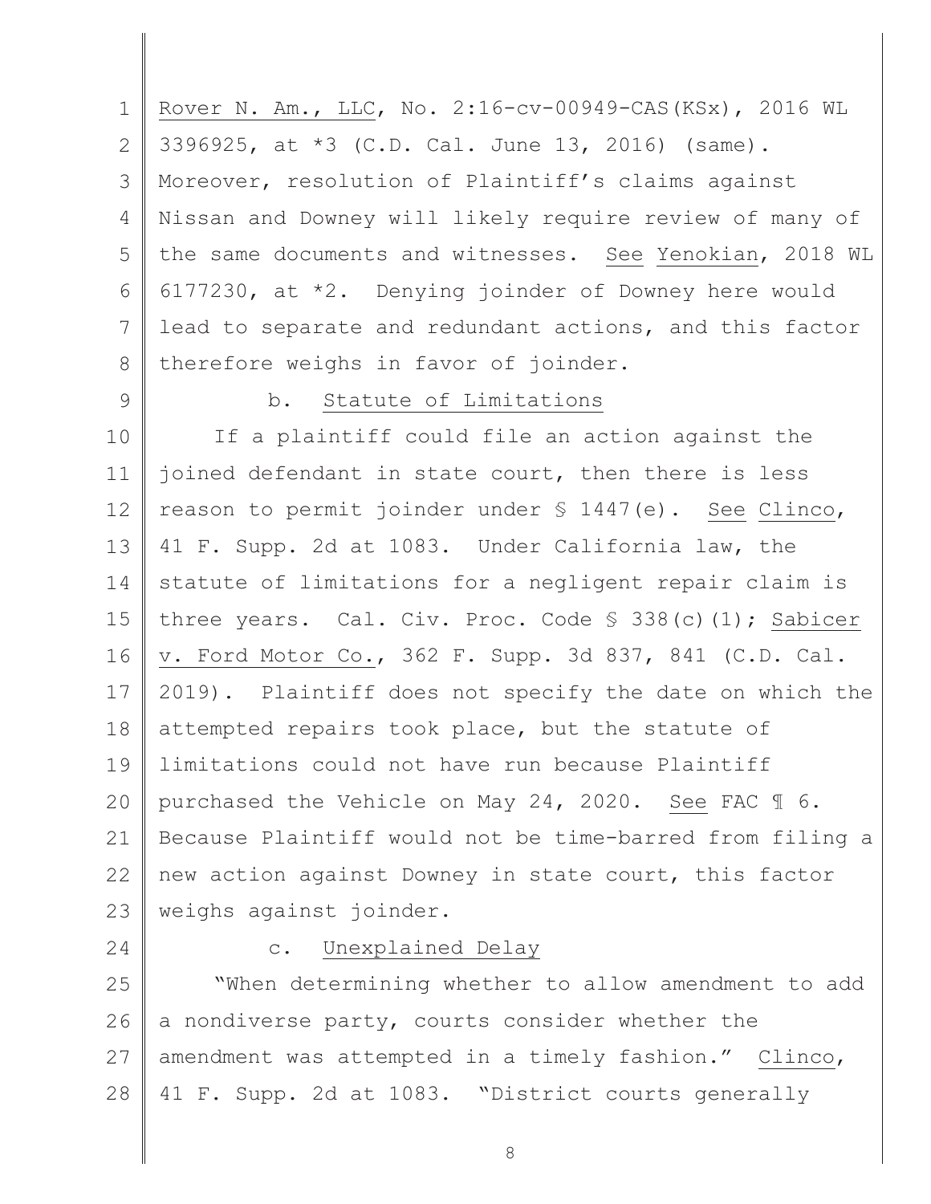Rover N. Am., LLC, No. 2:16-cv-00949-CAS(KSx), 2016 WL 3396925, at *3 (C.D. Cal. June 13, 2016) (same). Moreover, resolution of Plaintiff's claims against Nissan and Downey will likely require review of many of the same documents and witnesses. See Yenokian, 2018 WL 6177230, at *2. Denying joinder of Downey here would lead to separate and redundant actions, and this factor therefore weighs in favor of joinder.

b. Statute of Limitations

If a plaintiff could file an action against the joined defendant in state court, then there is less reason to permit joinder under § 1447(e). See Clinco, 41 F. Supp. 2d at 1083. Under California law, the statute of limitations for a negligent repair claim is three years. Cal. Civ. Proc. Code § 338(c)(1); Sabicer v. Ford Motor Co., 362 F. Supp. 3d 837, 841 (C.D. Cal. 2019). Plaintiff does not specify the date on which the attempted repairs took place, but the statute of limitations could not have run because Plaintiff purchased the Vehicle on May 24, 2020. See FAC ¶ 6. Because Plaintiff would not be time-barred from filing a new action against Downey in state court, this factor weighs against joinder.

c. Unexplained Delay

"When determining whether to allow amendment to add a nondiverse party, courts consider whether the amendment was attempted in a timely fashion." Clinco, 41 F. Supp. 2d at 1083. "District courts generally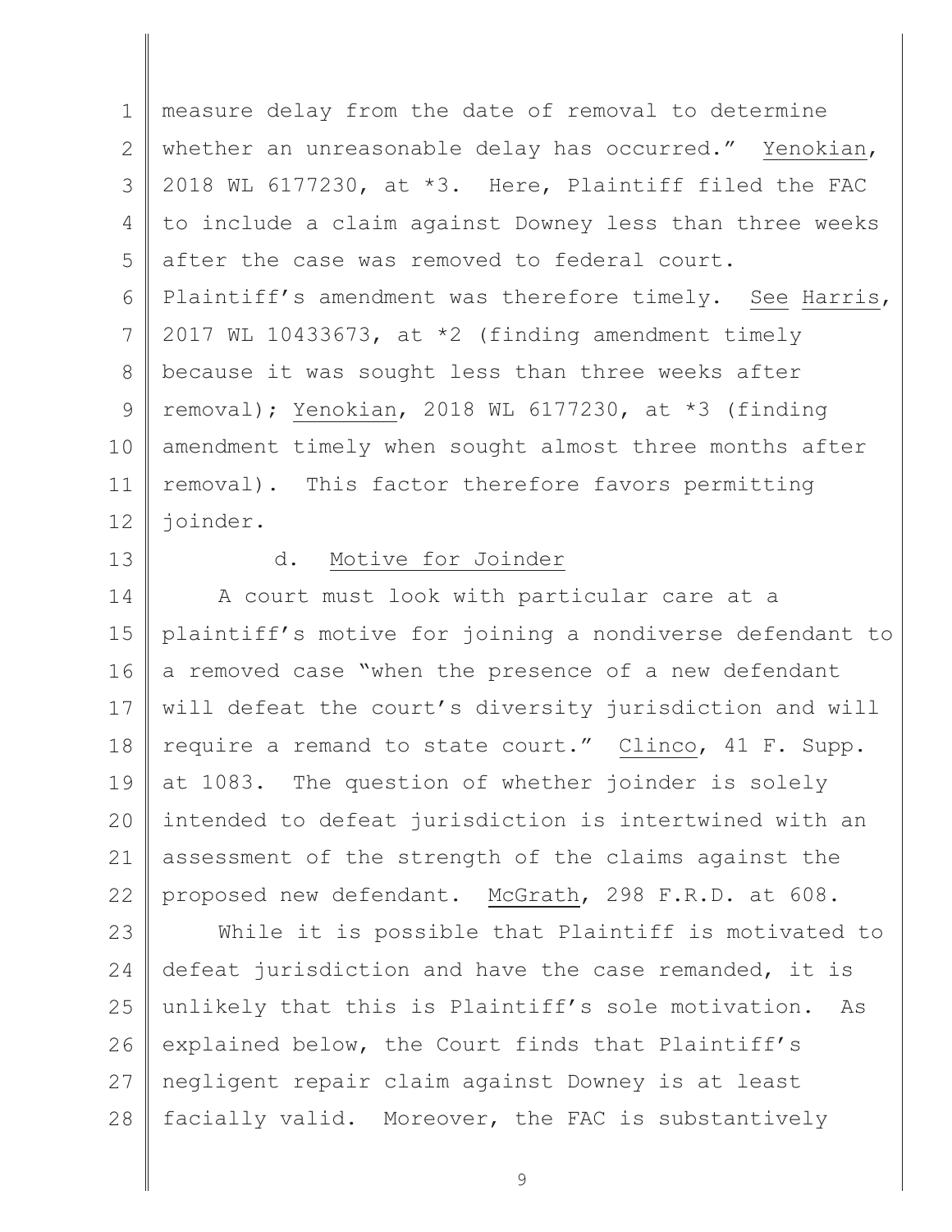measure delay from the date of removal to determine whether an unreasonable delay has occurred." Yenokian, 2018 WL 6177230, at *3. Here, Plaintiff filed the FAC to include a claim against Downey less than three weeks after the case was removed to federal court. Plaintiff's amendment was therefore timely. See Harris, 2017 WL 10433673, at *2 (finding amendment timely because it was sought less than three weeks after removal); Yenokian, 2018 WL 6177230, at *3 (finding amendment timely when sought almost three months after removal). This factor therefore favors permitting joinder.

d. Motive for Joinder

A court must look with particular care at a plaintiff's motive for joining a nondiverse defendant to a removed case "when the presence of a new defendant will defeat the court's diversity jurisdiction and will require a remand to state court." Clinco, 41 F. Supp. at 1083. The question of whether joinder is solely intended to defeat jurisdiction is intertwined with an assessment of the strength of the claims against the proposed new defendant. McGrath, 298 F.R.D. at 608.

While it is possible that Plaintiff is motivated to defeat jurisdiction and have the case remanded, it is unlikely that this is Plaintiff's sole motivation. As explained below, the Court finds that Plaintiff's negligent repair claim against Downey is at least facially valid. Moreover, the FAC is substantively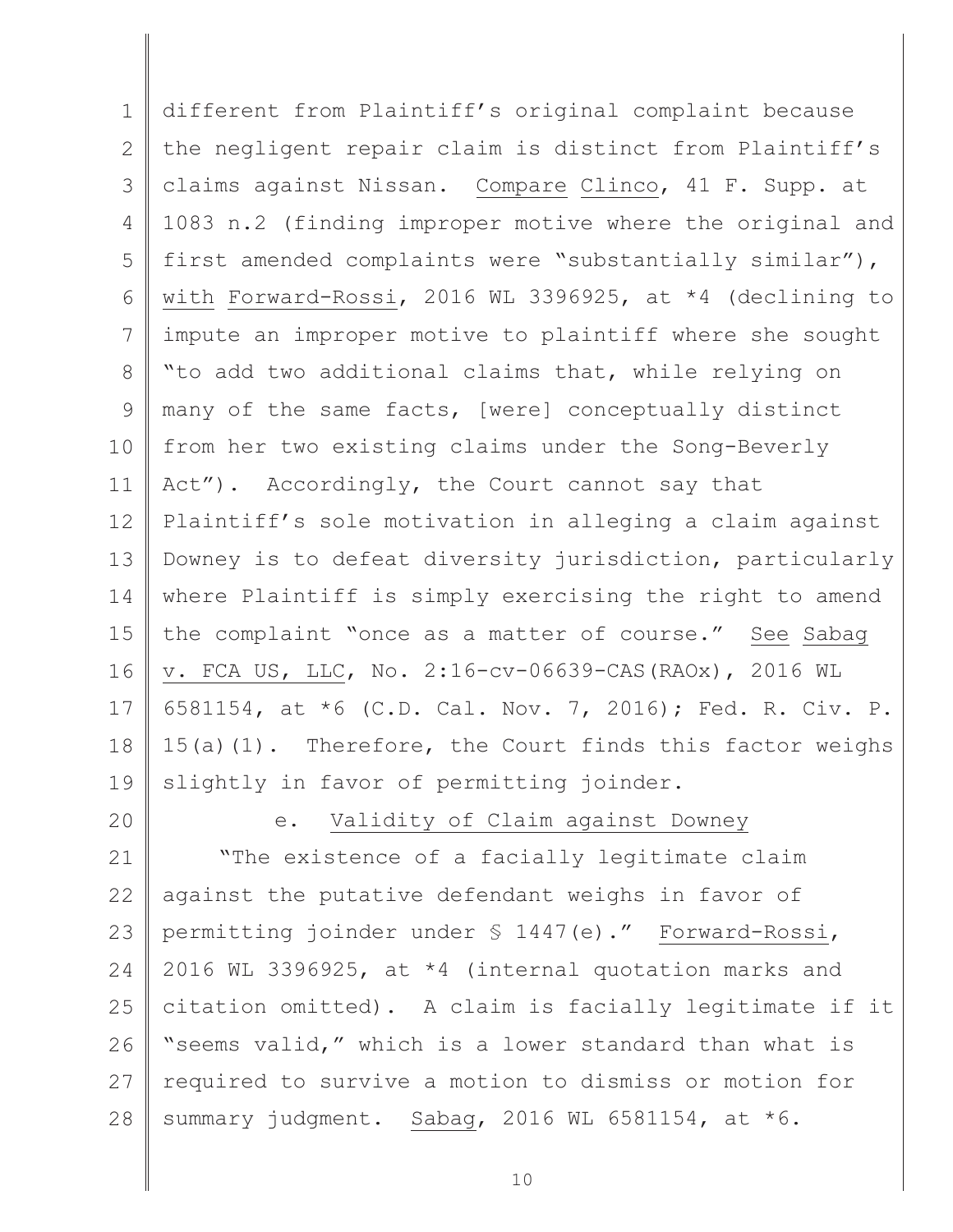different from Plaintiff's original complaint because the negligent repair claim is distinct from Plaintiff's claims against Nissan. Compare Clinco, 41 F. Supp. at 1083 n.2 (finding improper motive where the original and first amended complaints were "substantially similar"), with Forward-Rossi, 2016 WL 3396925, at *4 (declining to impute an improper motive to plaintiff where she sought "to add two additional claims that, while relying on many of the same facts, [were] conceptually distinct from her two existing claims under the Song-Beverly Act"). Accordingly, the Court cannot say that Plaintiff's sole motivation in alleging a claim against Downey is to defeat diversity jurisdiction, particularly where Plaintiff is simply exercising the right to amend the complaint "once as a matter of course." See Sabag v. FCA US, LLC, No. 2:16-cv-06639-CAS(RAOx), 2016 WL 6581154, at *6 (C.D. Cal. Nov. 7, 2016); Fed. R. Civ. P. 15(a)(1). Therefore, the Court finds this factor weighs slightly in favor of permitting joinder.

e. Validity of Claim against Downey

"The existence of a facially legitimate claim against the putative defendant weighs in favor of permitting joinder under § 1447(e)." Forward-Rossi, 2016 WL 3396925, at *4 (internal quotation marks and citation omitted). A claim is facially legitimate if it "seems valid," which is a lower standard than what is required to survive a motion to dismiss or motion for summary judgment. Sabag, 2016 WL 6581154, at *6.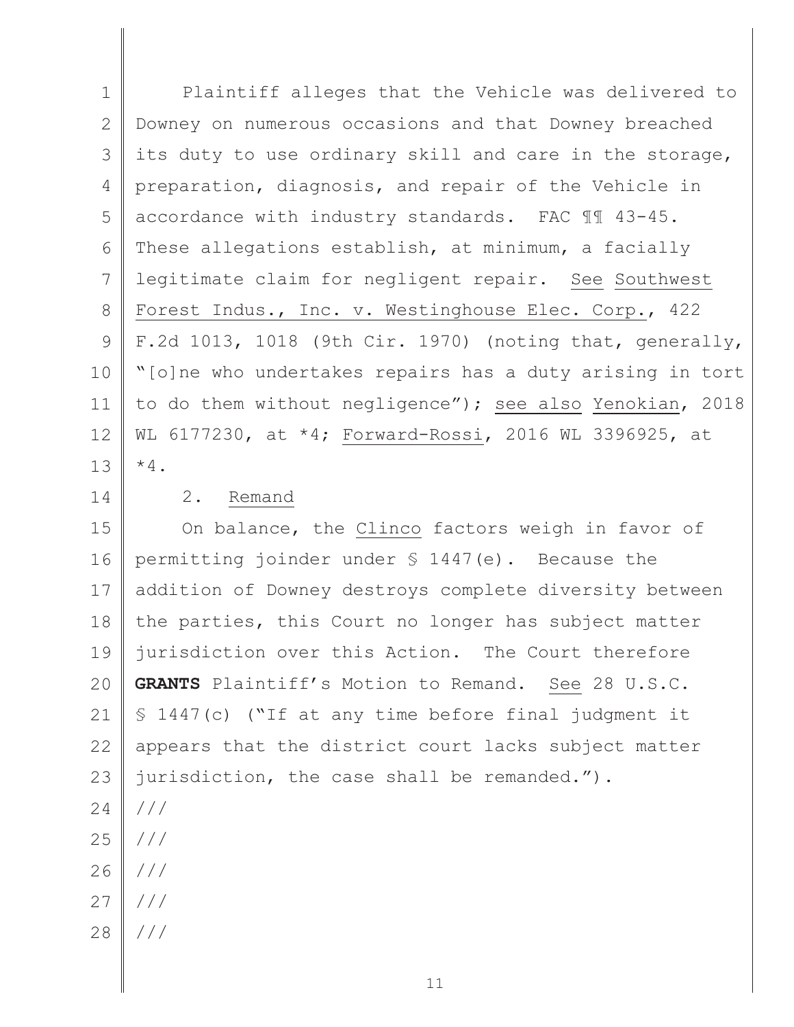Plaintiff alleges that the Vehicle was delivered to Downey on numerous occasions and that Downey breached its duty to use ordinary skill and care in the storage, preparation, diagnosis, and repair of the Vehicle in accordance with industry standards. FAC ¶¶ 43-45. These allegations establish, at minimum, a facially legitimate claim for negligent repair. See Southwest Forest Indus., Inc. v. Westinghouse Elec. Corp., 422 F.2d 1013, 1018 (9th Cir. 1970) (noting that, generally, "[o]ne who undertakes repairs has a duty arising in tort to do them without negligence"); see also Yenokian, 2018 WL 6177230, at *4; Forward-Rossi, 2016 WL 3396925, at *4.

2. Remand

On balance, the Clinco factors weigh in favor of permitting joinder under § 1447(e). Because the addition of Downey destroys complete diversity between the parties, this Court no longer has subject matter jurisdiction over this Action. The Court therefore **GRANTS** Plaintiff's Motion to Remand. See 28 U.S.C. § 1447(c) ("If at any time before final judgment it appears that the district court lacks subject matter jurisdiction, the case shall be remanded.").

///

///

///

///

///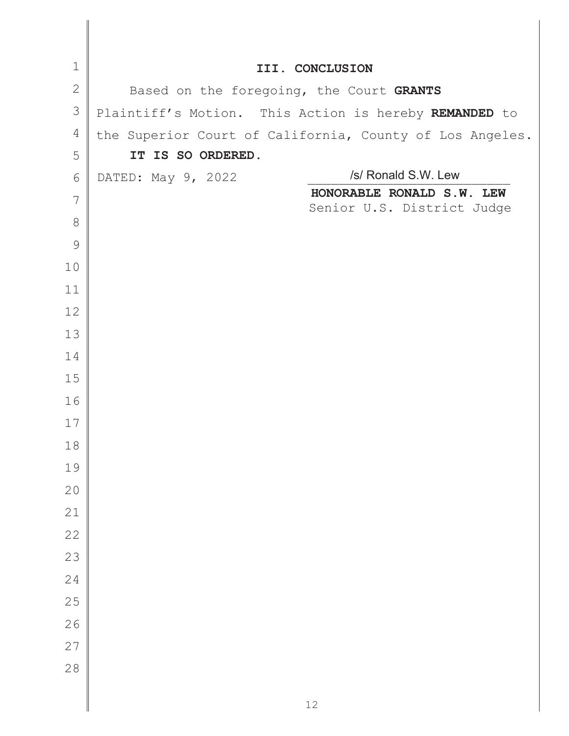## III. CONCLUSION

Based on the foregoing, the Court **GRANTS** Plaintiff's Motion. This Action is hereby **REMANDED** to the Superior Court of California, County of Los Angeles.

**IT IS SO ORDERED.**

DATED: May 9, 2022

/s/ Ronald S.W. Lew
**HONORABLE RONALD S.W. LEW**
Senior U.S. District Judge